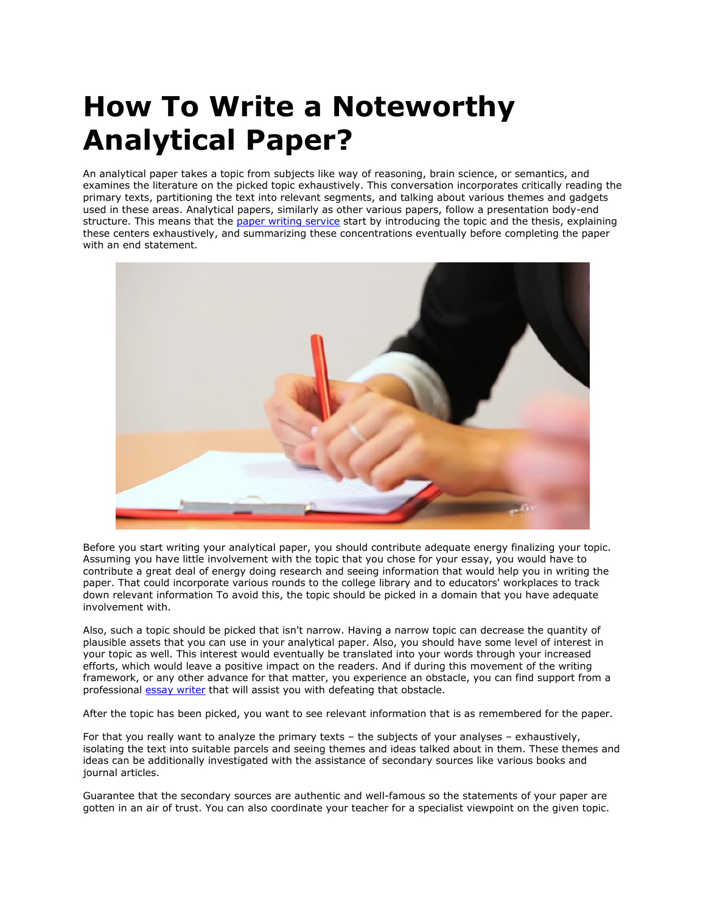# How To Write a Noteworthy Analytical Paper?

An analytical paper takes a topic from subjects like way of reasoning, brain science, or semantics, and examines the literature on the picked topic exhaustively. This conversation incorporates critically reading the primary texts, partitioning the text into relevant segments, and talking about various themes and gadgets used in these areas. Analytical papers, similarly as other various papers, follow a presentation body-end structure. This means that the [paper writing service]() start by introducing the topic and the thesis, explaining these centers exhaustively, and summarizing these concentrations eventually before completing the paper with an end statement.

Before you start writing your analytical paper, you should contribute adequate energy finalizing your topic. Assuming you have little involvement with the topic that you chose for your essay, you would have to contribute a great deal of energy doing research and seeing information that would help you in writing the paper. That could incorporate various rounds to the college library and to educators' workplaces to track down relevant information To avoid this, the topic should be picked in a domain that you have adequate involvement with.

Also, such a topic should be picked that isn't narrow. Having a narrow topic can decrease the quantity of plausible assets that you can use in your analytical paper. Also, you should have some level of interest in your topic as well. This interest would eventually be translated into your words through your increased efforts, which would leave a positive impact on the readers. And if during this movement of the writing framework, or any other advance for that matter, you experience an obstacle, you can find support from a professional [essay writer]() that will assist you with defeating that obstacle.

After the topic has been picked, you want to see relevant information that is as remembered for the paper.

For that you really want to analyze the primary texts – the subjects of your analyses – exhaustively, isolating the text into suitable parcels and seeing themes and ideas talked about in them. These themes and ideas can be additionally investigated with the assistance of secondary sources like various books and journal articles.

Guarantee that the secondary sources are authentic and well-famous so the statements of your paper are gotten in an air of trust. You can also coordinate your teacher for a specialist viewpoint on the given topic.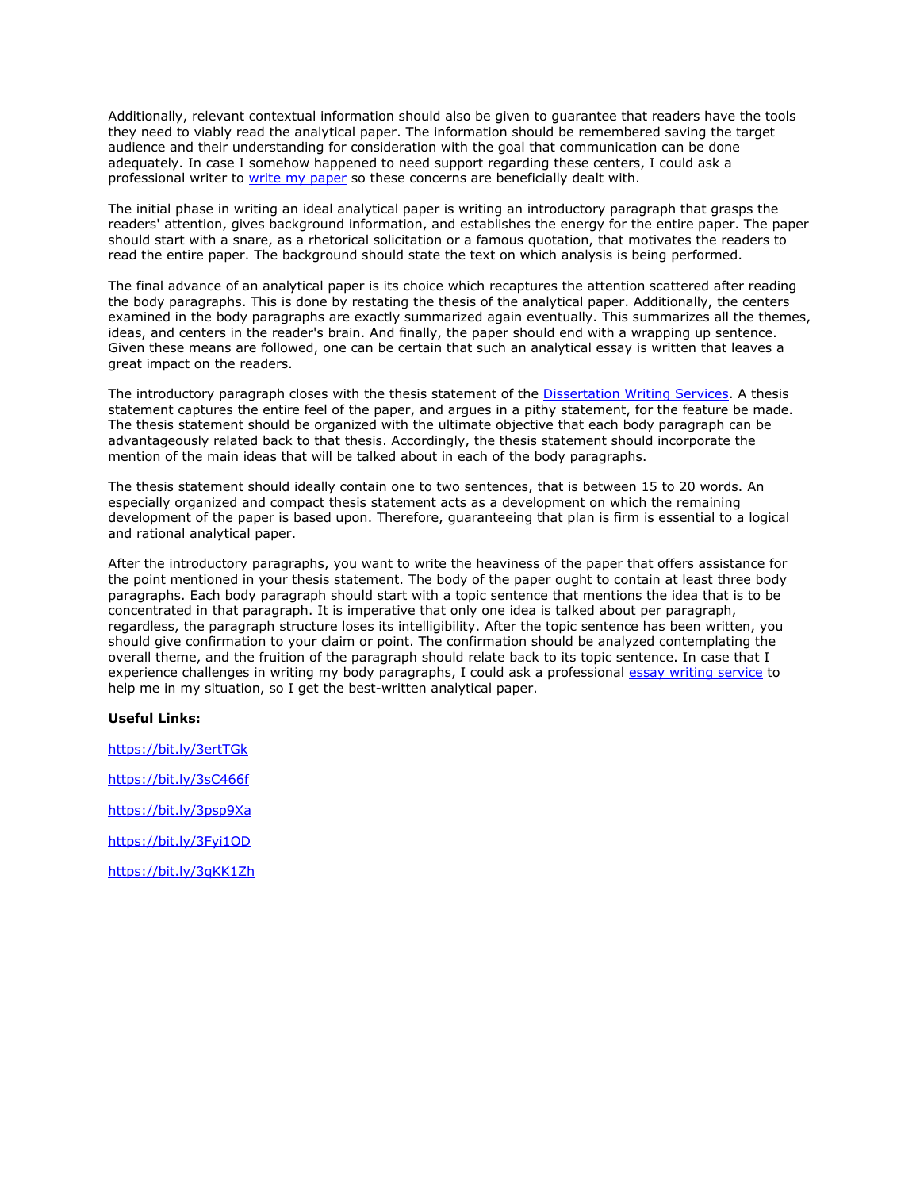Additionally, relevant contextual information should also be given to guarantee that readers have the tools they need to viably read the analytical paper. The information should be remembered saving the target audience and their understanding for consideration with the goal that communication can be done adequately. In case I somehow happened to need support regarding these centers, I could ask a professional writer to [write my paper]() so these concerns are beneficially dealt with.

The initial phase in writing an ideal analytical paper is writing an introductory paragraph that grasps the readers' attention, gives background information, and establishes the energy for the entire paper. The paper should start with a snare, as a rhetorical solicitation or a famous quotation, that motivates the readers to read the entire paper. The background should state the text on which analysis is being performed.

The final advance of an analytical paper is its choice which recaptures the attention scattered after reading the body paragraphs. This is done by restating the thesis of the analytical paper. Additionally, the centers examined in the body paragraphs are exactly summarized again eventually. This summarizes all the themes, ideas, and centers in the reader's brain. And finally, the paper should end with a wrapping up sentence. Given these means are followed, one can be certain that such an analytical essay is written that leaves a great impact on the readers.

The introductory paragraph closes with the thesis statement of the [Dissertation Writing Services](). A thesis statement captures the entire feel of the paper, and argues in a pithy statement, for the feature be made. The thesis statement should be organized with the ultimate objective that each body paragraph can be advantageously related back to that thesis. Accordingly, the thesis statement should incorporate the mention of the main ideas that will be talked about in each of the body paragraphs.

The thesis statement should ideally contain one to two sentences, that is between 15 to 20 words. An especially organized and compact thesis statement acts as a development on which the remaining development of the paper is based upon. Therefore, guaranteeing that plan is firm is essential to a logical and rational analytical paper.

After the introductory paragraphs, you want to write the heaviness of the paper that offers assistance for the point mentioned in your thesis statement. The body of the paper ought to contain at least three body paragraphs. Each body paragraph should start with a topic sentence that mentions the idea that is to be concentrated in that paragraph. It is imperative that only one idea is talked about per paragraph, regardless, the paragraph structure loses its intelligibility. After the topic sentence has been written, you should give confirmation to your claim or point. The confirmation should be analyzed contemplating the overall theme, and the fruition of the paragraph should relate back to its topic sentence. In case that I experience challenges in writing my body paragraphs, I could ask a professional [essay writing service]() to help me in my situation, so I get the best-written analytical paper.

**Useful Links:**

https://bit.ly/3ertTGk

https://bit.ly/3sC466f

https://bit.ly/3psp9Xa

https://bit.ly/3Fyi1OD

https://bit.ly/3qKK1Zh